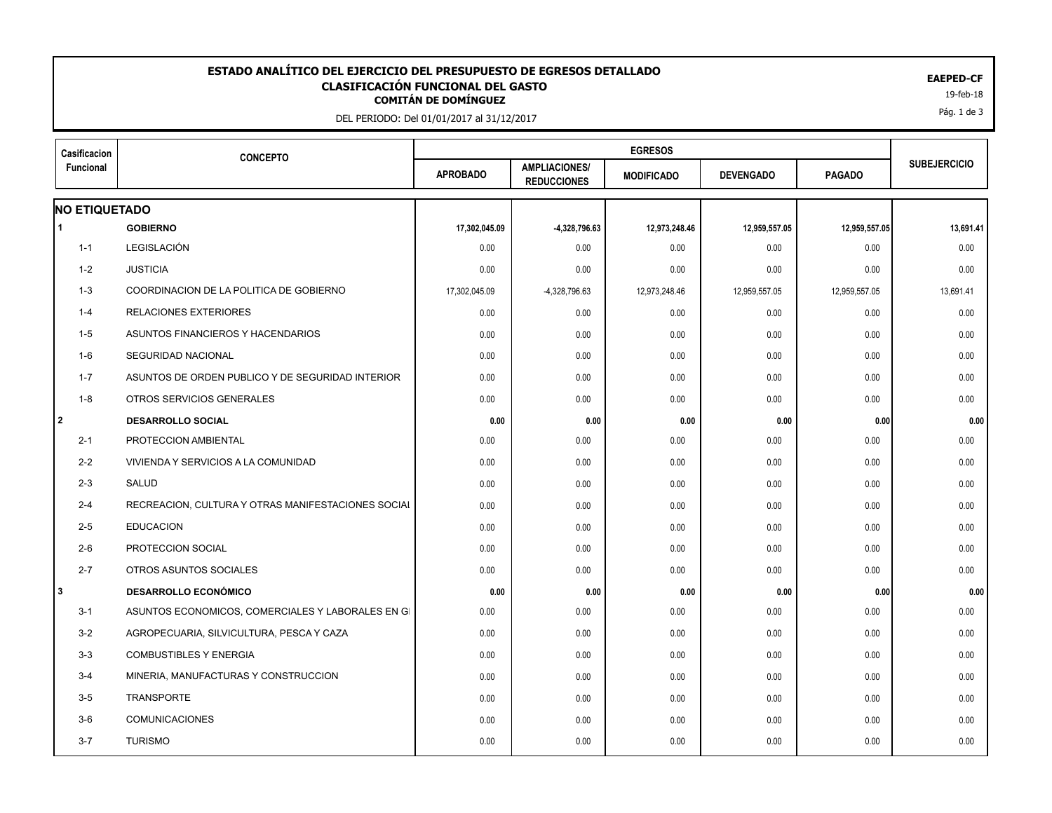# ESTADO ANALÍTICO DEL EJERCICIO DEL PRESUPUESTO DE EGRESOS DETALLADO
## CLASIFICACIÓN FUNCIONAL DEL GASTO
### COMITÁN DE DOMÍNGUEZ

DEL PERIODO: Del 01/01/2017 al 31/12/2017

**EAEPED-CF**

19-feb-18

| Casificacion Funcional | CONCEPTO | EGRESOS | | | | | SUBEJERCICIO |
|---|---|---|---|---|---|---|---|
| | | APROBADO | AMPLIACIONES/ REDUCCIONES | MODIFICADO | DEVENGADO | PAGADO | |
| **NO ETIQUETADO** | | | | | | | |
| **1** | **GOBIERNO** | **17,302,045.09** | **-4,328,796.63** | **12,973,248.46** | **12,959,557.05** | **12,959,557.05** | **13,691.41** |
| 1-1 | LEGISLACIÓN | 0.00 | 0.00 | 0.00 | 0.00 | 0.00 | 0.00 |
| 1-2 | JUSTICIA | 0.00 | 0.00 | 0.00 | 0.00 | 0.00 | 0.00 |
| 1-3 | COORDINACION DE LA POLITICA DE GOBIERNO | 17,302,045.09 | -4,328,796.63 | 12,973,248.46 | 12,959,557.05 | 12,959,557.05 | 13,691.41 |
| 1-4 | RELACIONES EXTERIORES | 0.00 | 0.00 | 0.00 | 0.00 | 0.00 | 0.00 |
| 1-5 | ASUNTOS FINANCIEROS Y HACENDARIOS | 0.00 | 0.00 | 0.00 | 0.00 | 0.00 | 0.00 |
| 1-6 | SEGURIDAD NACIONAL | 0.00 | 0.00 | 0.00 | 0.00 | 0.00 | 0.00 |
| 1-7 | ASUNTOS DE ORDEN PUBLICO Y DE SEGURIDAD INTERIOR | 0.00 | 0.00 | 0.00 | 0.00 | 0.00 | 0.00 |
| 1-8 | OTROS SERVICIOS GENERALES | 0.00 | 0.00 | 0.00 | 0.00 | 0.00 | 0.00 |
| **2** | **DESARROLLO SOCIAL** | **0.00** | **0.00** | **0.00** | **0.00** | **0.00** | **0.00** |
| 2-1 | PROTECCION AMBIENTAL | 0.00 | 0.00 | 0.00 | 0.00 | 0.00 | 0.00 |
| 2-2 | VIVIENDA Y SERVICIOS A LA COMUNIDAD | 0.00 | 0.00 | 0.00 | 0.00 | 0.00 | 0.00 |
| 2-3 | SALUD | 0.00 | 0.00 | 0.00 | 0.00 | 0.00 | 0.00 |
| 2-4 | RECREACION, CULTURA Y OTRAS MANIFESTACIONES SOCIAL | 0.00 | 0.00 | 0.00 | 0.00 | 0.00 | 0.00 |
| 2-5 | EDUCACION | 0.00 | 0.00 | 0.00 | 0.00 | 0.00 | 0.00 |
| 2-6 | PROTECCION SOCIAL | 0.00 | 0.00 | 0.00 | 0.00 | 0.00 | 0.00 |
| 2-7 | OTROS ASUNTOS SOCIALES | 0.00 | 0.00 | 0.00 | 0.00 | 0.00 | 0.00 |
| **3** | **DESARROLLO ECONÓMICO** | **0.00** | **0.00** | **0.00** | **0.00** | **0.00** | **0.00** |
| 3-1 | ASUNTOS ECONOMICOS, COMERCIALES Y LABORALES EN G | 0.00 | 0.00 | 0.00 | 0.00 | 0.00 | 0.00 |
| 3-2 | AGROPECUARIA, SILVICULTURA, PESCA Y CAZA | 0.00 | 0.00 | 0.00 | 0.00 | 0.00 | 0.00 |
| 3-3 | COMBUSTIBLES Y ENERGIA | 0.00 | 0.00 | 0.00 | 0.00 | 0.00 | 0.00 |
| 3-4 | MINERIA, MANUFACTURAS Y CONSTRUCCION | 0.00 | 0.00 | 0.00 | 0.00 | 0.00 | 0.00 |
| 3-5 | TRANSPORTE | 0.00 | 0.00 | 0.00 | 0.00 | 0.00 | 0.00 |
| 3-6 | COMUNICACIONES | 0.00 | 0.00 | 0.00 | 0.00 | 0.00 | 0.00 |
| 3-7 | TURISMO | 0.00 | 0.00 | 0.00 | 0.00 | 0.00 | 0.00 |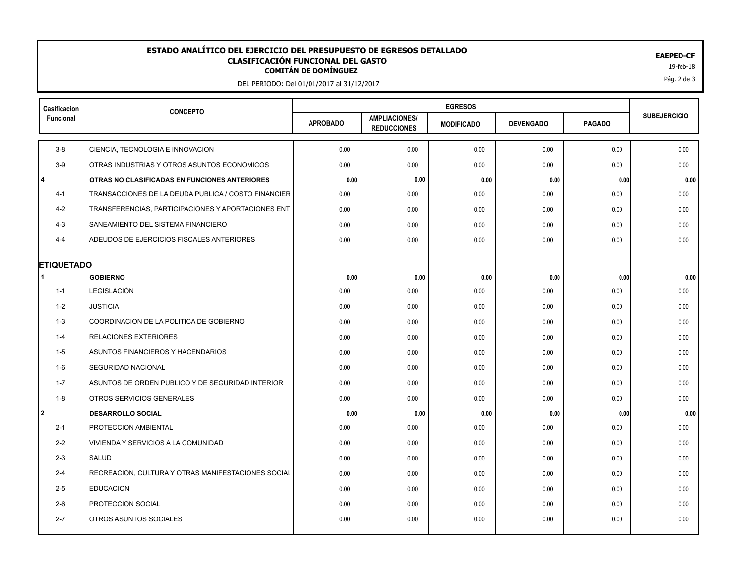# ESTADO ANALÍTICO DEL EJERCICIO DEL PRESUPUESTO DE EGRESOS DETALLADO
## CLASIFICACIÓN FUNCIONAL DEL GASTO
### COMITÁN DE DOMÍNGUEZ

DEL PERIODO: Del 01/01/2017 al 31/12/2017

**EAEPED-CF**
19-feb-18

| Casificacion Funcional | CONCEPTO | EGRESOS | | | | | SUBEJERCICIO |
|---|---|---|---|---|---|---|---|
| | | APROBADO | AMPLIACIONES/ REDUCCIONES | MODIFICADO | DEVENGADO | PAGADO | |
| 3-8 | CIENCIA, TECNOLOGIA E INNOVACION | 0.00 | 0.00 | 0.00 | 0.00 | 0.00 | 0.00 |
| 3-9 | OTRAS INDUSTRIAS Y OTROS ASUNTOS ECONOMICOS | 0.00 | 0.00 | 0.00 | 0.00 | 0.00 | 0.00 |
| **4** | **OTRAS NO CLASIFICADAS EN FUNCIONES ANTERIORES** | **0.00** | **0.00** | **0.00** | **0.00** | **0.00** | **0.00** |
| 4-1 | TRANSACCIONES DE LA DEUDA PUBLICA / COSTO FINANCIER | 0.00 | 0.00 | 0.00 | 0.00 | 0.00 | 0.00 |
| 4-2 | TRANSFERENCIAS, PARTICIPACIONES Y APORTACIONES ENT | 0.00 | 0.00 | 0.00 | 0.00 | 0.00 | 0.00 |
| 4-3 | SANEAMIENTO DEL SISTEMA FINANCIERO | 0.00 | 0.00 | 0.00 | 0.00 | 0.00 | 0.00 |
| 4-4 | ADEUDOS DE EJERCICIOS FISCALES ANTERIORES | 0.00 | 0.00 | 0.00 | 0.00 | 0.00 | 0.00 |
| **ETIQUETADO** | | | | | | | |
| **1** | **GOBIERNO** | **0.00** | **0.00** | **0.00** | **0.00** | **0.00** | **0.00** |
| 1-1 | LEGISLACIÓN | 0.00 | 0.00 | 0.00 | 0.00 | 0.00 | 0.00 |
| 1-2 | JUSTICIA | 0.00 | 0.00 | 0.00 | 0.00 | 0.00 | 0.00 |
| 1-3 | COORDINACION DE LA POLITICA DE GOBIERNO | 0.00 | 0.00 | 0.00 | 0.00 | 0.00 | 0.00 |
| 1-4 | RELACIONES EXTERIORES | 0.00 | 0.00 | 0.00 | 0.00 | 0.00 | 0.00 |
| 1-5 | ASUNTOS FINANCIEROS Y HACENDARIOS | 0.00 | 0.00 | 0.00 | 0.00 | 0.00 | 0.00 |
| 1-6 | SEGURIDAD NACIONAL | 0.00 | 0.00 | 0.00 | 0.00 | 0.00 | 0.00 |
| 1-7 | ASUNTOS DE ORDEN PUBLICO Y DE SEGURIDAD INTERIOR | 0.00 | 0.00 | 0.00 | 0.00 | 0.00 | 0.00 |
| 1-8 | OTROS SERVICIOS GENERALES | 0.00 | 0.00 | 0.00 | 0.00 | 0.00 | 0.00 |
| **2** | **DESARROLLO SOCIAL** | **0.00** | **0.00** | **0.00** | **0.00** | **0.00** | **0.00** |
| 2-1 | PROTECCION AMBIENTAL | 0.00 | 0.00 | 0.00 | 0.00 | 0.00 | 0.00 |
| 2-2 | VIVIENDA Y SERVICIOS A LA COMUNIDAD | 0.00 | 0.00 | 0.00 | 0.00 | 0.00 | 0.00 |
| 2-3 | SALUD | 0.00 | 0.00 | 0.00 | 0.00 | 0.00 | 0.00 |
| 2-4 | RECREACION, CULTURA Y OTRAS MANIFESTACIONES SOCIAL | 0.00 | 0.00 | 0.00 | 0.00 | 0.00 | 0.00 |
| 2-5 | EDUCACION | 0.00 | 0.00 | 0.00 | 0.00 | 0.00 | 0.00 |
| 2-6 | PROTECCION SOCIAL | 0.00 | 0.00 | 0.00 | 0.00 | 0.00 | 0.00 |
| 2-7 | OTROS ASUNTOS SOCIALES | 0.00 | 0.00 | 0.00 | 0.00 | 0.00 | 0.00 |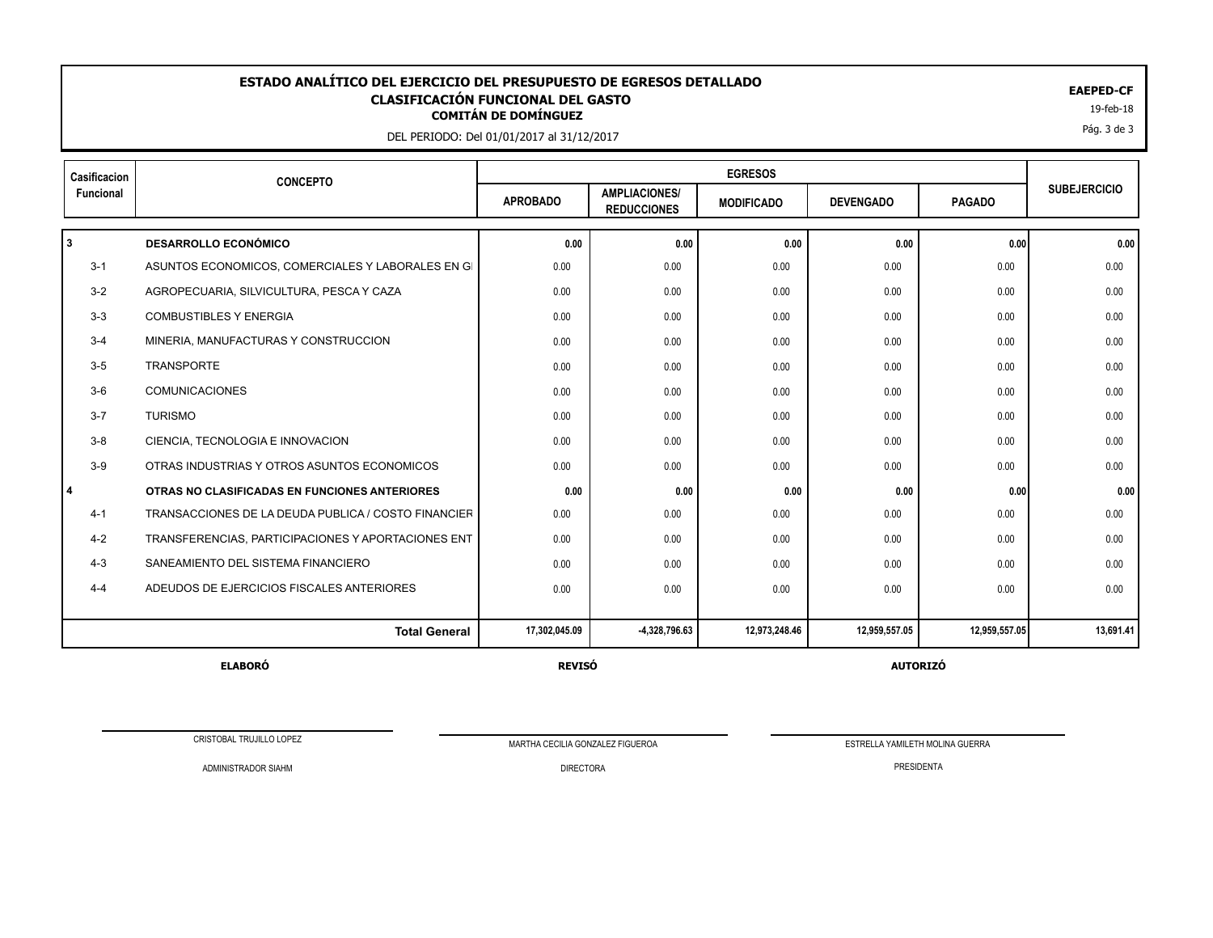# ESTADO ANALÍTICO DEL EJERCICIO DEL PRESUPUESTO DE EGRESOS DETALLADO

## CLASIFICACIÓN FUNCIONAL DEL GASTO

### COMITÁN DE DOMÍNGUEZ

DEL PERIODO: Del 01/01/2017 al 31/12/2017

**EAEPED-CF**

19-feb-18

| Casificacion Funcional | CONCEPTO | EGRESOS | | | | | SUBEJERCICIO |
|---|---|---|---|---|---|---|---|
| | | APROBADO | AMPLIACIONES/ REDUCCIONES | MODIFICADO | DEVENGADO | PAGADO | |
| **3** | **DESARROLLO ECONÓMICO** | **0.00** | **0.00** | **0.00** | **0.00** | **0.00** | **0.00** |
| 3-1 | ASUNTOS ECONOMICOS, COMERCIALES Y LABORALES EN G | 0.00 | 0.00 | 0.00 | 0.00 | 0.00 | 0.00 |
| 3-2 | AGROPECUARIA, SILVICULTURA, PESCA Y CAZA | 0.00 | 0.00 | 0.00 | 0.00 | 0.00 | 0.00 |
| 3-3 | COMBUSTIBLES Y ENERGIA | 0.00 | 0.00 | 0.00 | 0.00 | 0.00 | 0.00 |
| 3-4 | MINERIA, MANUFACTURAS Y CONSTRUCCION | 0.00 | 0.00 | 0.00 | 0.00 | 0.00 | 0.00 |
| 3-5 | TRANSPORTE | 0.00 | 0.00 | 0.00 | 0.00 | 0.00 | 0.00 |
| 3-6 | COMUNICACIONES | 0.00 | 0.00 | 0.00 | 0.00 | 0.00 | 0.00 |
| 3-7 | TURISMO | 0.00 | 0.00 | 0.00 | 0.00 | 0.00 | 0.00 |
| 3-8 | CIENCIA, TECNOLOGIA E INNOVACION | 0.00 | 0.00 | 0.00 | 0.00 | 0.00 | 0.00 |
| 3-9 | OTRAS INDUSTRIAS Y OTROS ASUNTOS ECONOMICOS | 0.00 | 0.00 | 0.00 | 0.00 | 0.00 | 0.00 |
| **4** | **OTRAS NO CLASIFICADAS EN FUNCIONES ANTERIORES** | **0.00** | **0.00** | **0.00** | **0.00** | **0.00** | **0.00** |
| 4-1 | TRANSACCIONES DE LA DEUDA PUBLICA / COSTO FINANCIER | 0.00 | 0.00 | 0.00 | 0.00 | 0.00 | 0.00 |
| 4-2 | TRANSFERENCIAS, PARTICIPACIONES Y APORTACIONES ENT | 0.00 | 0.00 | 0.00 | 0.00 | 0.00 | 0.00 |
| 4-3 | SANEAMIENTO DEL SISTEMA FINANCIERO | 0.00 | 0.00 | 0.00 | 0.00 | 0.00 | 0.00 |
| 4-4 | ADEUDOS DE EJERCICIOS FISCALES ANTERIORES | 0.00 | 0.00 | 0.00 | 0.00 | 0.00 | 0.00 |
| | **Total General** | **17,302,045.09** | **-4,328,796.63** | **12,973,248.46** | **12,959,557.05** | **12,959,557.05** | **13,691.41** |

| ELABORÓ | REVISÓ | AUTORIZÓ |
|---|---|---|
| CRISTOBAL TRUJILLO LOPEZ | MARTHA CECILIA GONZALEZ FIGUEROA | ESTRELLA YAMILETH MOLINA GUERRA |
| ADMINISTRADOR SIAHM | DIRECTORA | PRESIDENTA |